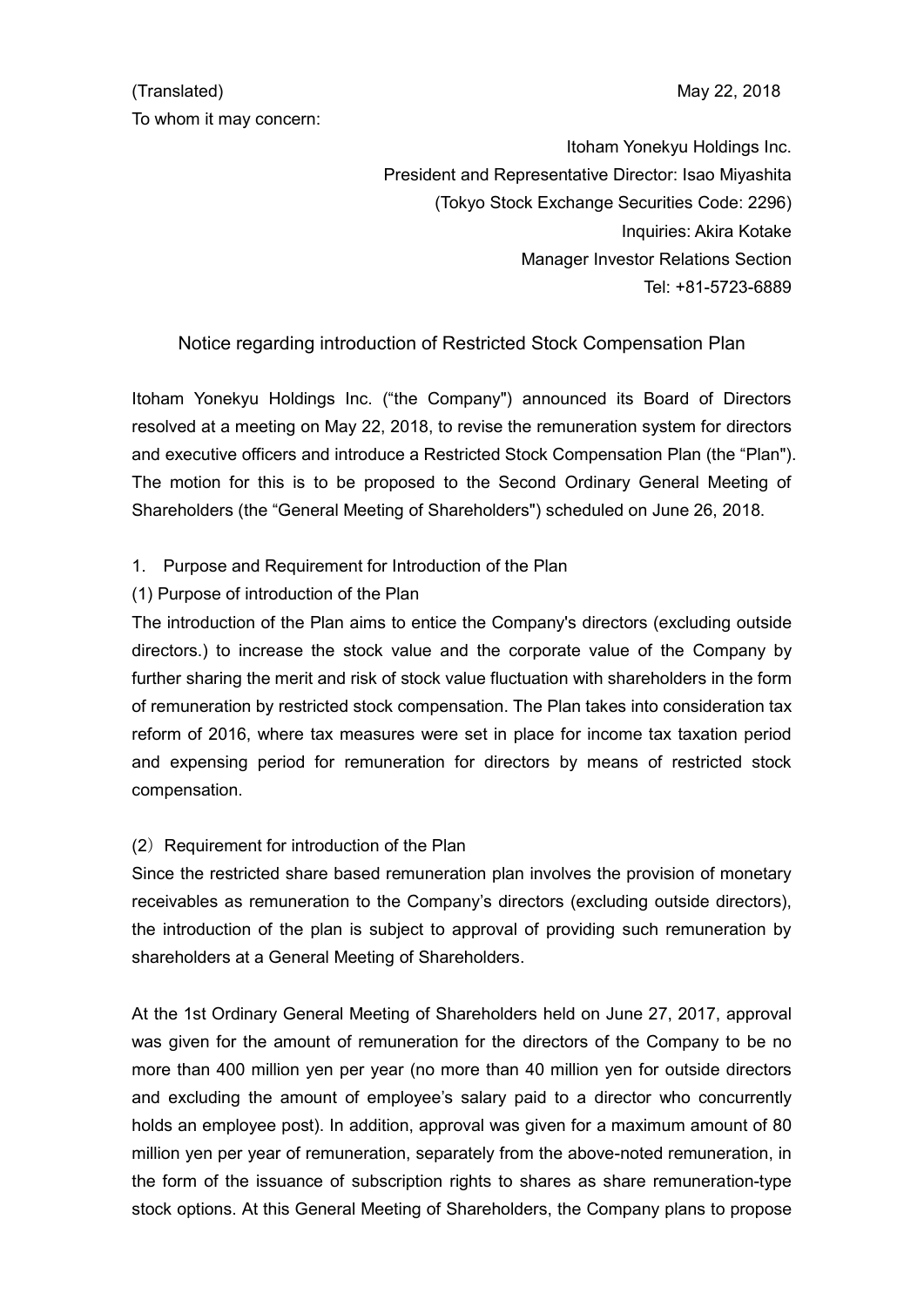(Translated) May 22, 2018

To whom it may concern:

Itoham Yonekyu Holdings Inc.
President and Representative Director: Isao Miyashita
(Tokyo Stock Exchange Securities Code: 2296)
Inquiries: Akira Kotake
Manager Investor Relations Section
Tel: +81-5723-6889

# Notice regarding introduction of Restricted Stock Compensation Plan

Itoham Yonekyu Holdings Inc. ("the Company") announced its Board of Directors resolved at a meeting on May 22, 2018, to revise the remuneration system for directors and executive officers and introduce a Restricted Stock Compensation Plan (the "Plan"). The motion for this is to be proposed to the Second Ordinary General Meeting of Shareholders (the "General Meeting of Shareholders") scheduled on June 26, 2018.

## 1. Purpose and Requirement for Introduction of the Plan

### (1) Purpose of introduction of the Plan

The introduction of the Plan aims to entice the Company's directors (excluding outside directors.) to increase the stock value and the corporate value of the Company by further sharing the merit and risk of stock value fluctuation with shareholders in the form of remuneration by restricted stock compensation. The Plan takes into consideration tax reform of 2016, where tax measures were set in place for income tax taxation period and expensing period for remuneration for directors by means of restricted stock compensation.

### (2) Requirement for introduction of the Plan

Since the restricted share based remuneration plan involves the provision of monetary receivables as remuneration to the Company's directors (excluding outside directors), the introduction of the plan is subject to approval of providing such remuneration by shareholders at a General Meeting of Shareholders.

At the 1st Ordinary General Meeting of Shareholders held on June 27, 2017, approval was given for the amount of remuneration for the directors of the Company to be no more than 400 million yen per year (no more than 40 million yen for outside directors and excluding the amount of employee's salary paid to a director who concurrently holds an employee post). In addition, approval was given for a maximum amount of 80 million yen per year of remuneration, separately from the above-noted remuneration, in the form of the issuance of subscription rights to shares as share remuneration-type stock options. At this General Meeting of Shareholders, the Company plans to propose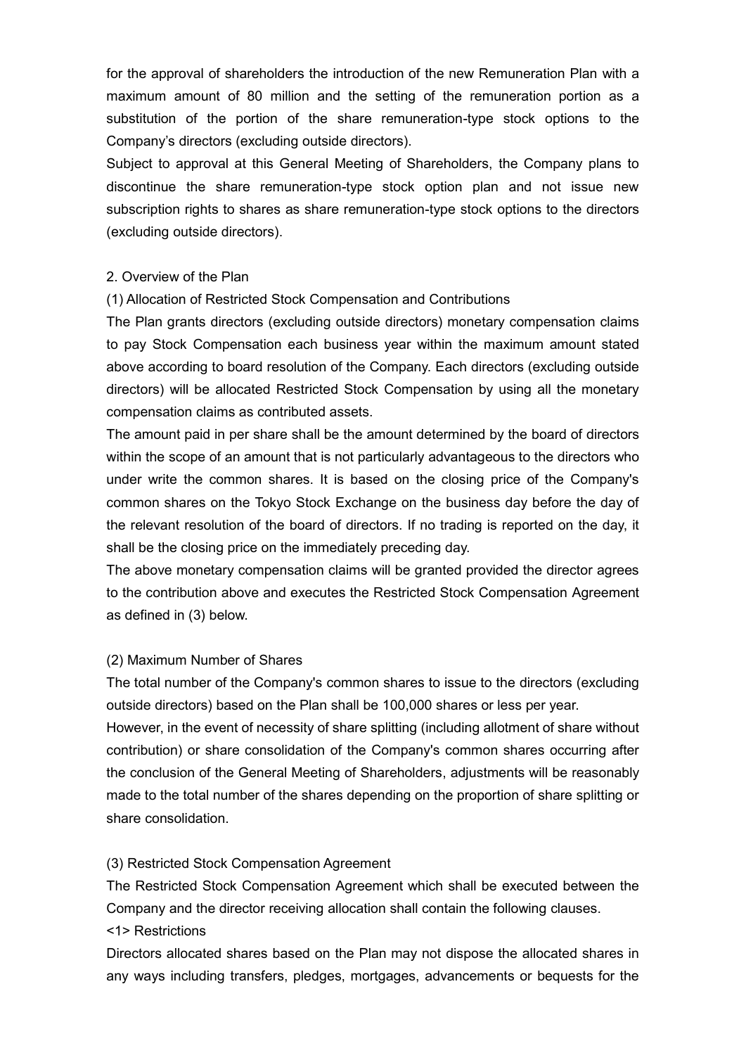for the approval of shareholders the introduction of the new Remuneration Plan with a maximum amount of 80 million and the setting of the remuneration portion as a substitution of the portion of the share remuneration-type stock options to the Company's directors (excluding outside directors).

Subject to approval at this General Meeting of Shareholders, the Company plans to discontinue the share remuneration-type stock option plan and not issue new subscription rights to shares as share remuneration-type stock options to the directors (excluding outside directors).

2. Overview of the Plan

(1) Allocation of Restricted Stock Compensation and Contributions

The Plan grants directors (excluding outside directors) monetary compensation claims to pay Stock Compensation each business year within the maximum amount stated above according to board resolution of the Company. Each directors (excluding outside directors) will be allocated Restricted Stock Compensation by using all the monetary compensation claims as contributed assets.

The amount paid in per share shall be the amount determined by the board of directors within the scope of an amount that is not particularly advantageous to the directors who under write the common shares. It is based on the closing price of the Company's common shares on the Tokyo Stock Exchange on the business day before the day of the relevant resolution of the board of directors. If no trading is reported on the day, it shall be the closing price on the immediately preceding day.

The above monetary compensation claims will be granted provided the director agrees to the contribution above and executes the Restricted Stock Compensation Agreement as defined in (3) below.

(2) Maximum Number of Shares

The total number of the Company's common shares to issue to the directors (excluding outside directors) based on the Plan shall be 100,000 shares or less per year.

However, in the event of necessity of share splitting (including allotment of share without contribution) or share consolidation of the Company's common shares occurring after the conclusion of the General Meeting of Shareholders, adjustments will be reasonably made to the total number of the shares depending on the proportion of share splitting or share consolidation.

(3) Restricted Stock Compensation Agreement

The Restricted Stock Compensation Agreement which shall be executed between the Company and the director receiving allocation shall contain the following clauses.

<1> Restrictions

Directors allocated shares based on the Plan may not dispose the allocated shares in any ways including transfers, pledges, mortgages, advancements or bequests for the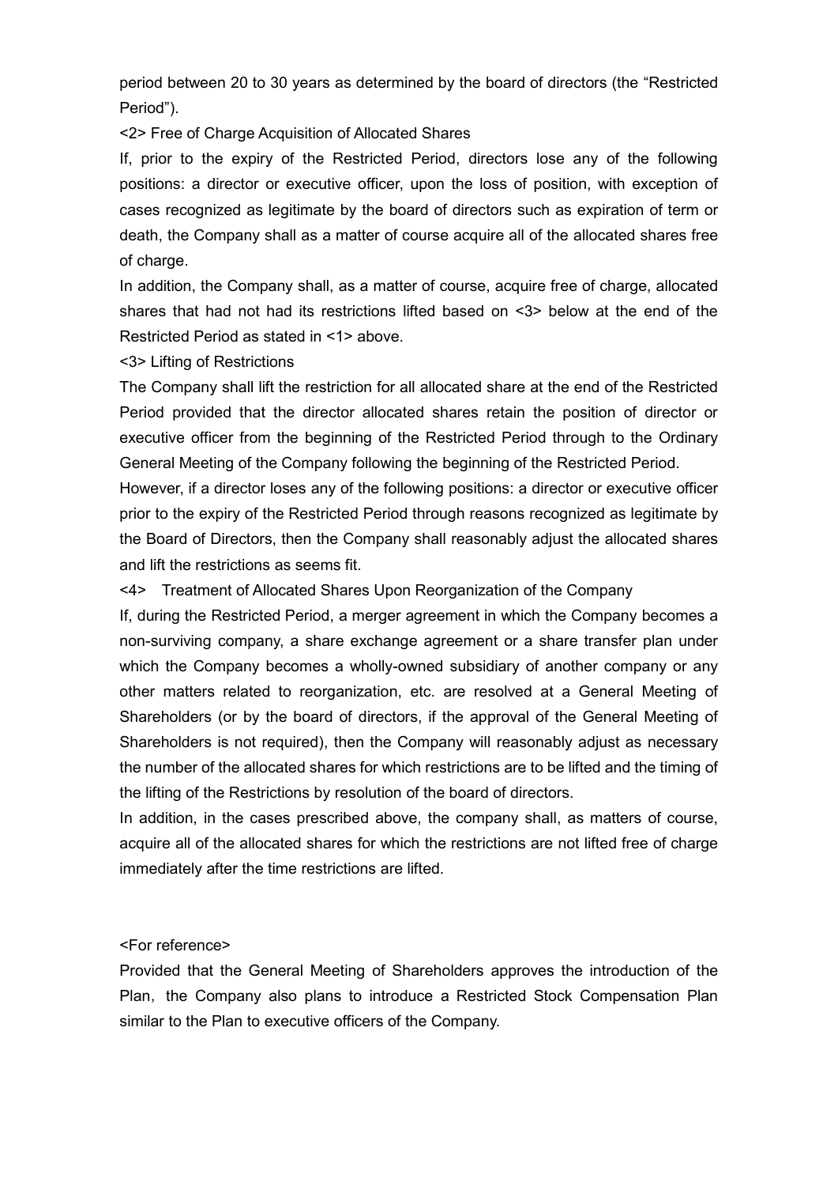period between 20 to 30 years as determined by the board of directors (the "Restricted Period").

<2> Free of Charge Acquisition of Allocated Shares

If, prior to the expiry of the Restricted Period, directors lose any of the following positions: a director or executive officer, upon the loss of position, with exception of cases recognized as legitimate by the board of directors such as expiration of term or death, the Company shall as a matter of course acquire all of the allocated shares free of charge.

In addition, the Company shall, as a matter of course, acquire free of charge, allocated shares that had not had its restrictions lifted based on <3> below at the end of the Restricted Period as stated in <1> above.

<3> Lifting of Restrictions

The Company shall lift the restriction for all allocated share at the end of the Restricted Period provided that the director allocated shares retain the position of director or executive officer from the beginning of the Restricted Period through to the Ordinary General Meeting of the Company following the beginning of the Restricted Period.

However, if a director loses any of the following positions: a director or executive officer prior to the expiry of the Restricted Period through reasons recognized as legitimate by the Board of Directors, then the Company shall reasonably adjust the allocated shares and lift the restrictions as seems fit.

<4> Treatment of Allocated Shares Upon Reorganization of the Company

If, during the Restricted Period, a merger agreement in which the Company becomes a non-surviving company, a share exchange agreement or a share transfer plan under which the Company becomes a wholly-owned subsidiary of another company or any other matters related to reorganization, etc. are resolved at a General Meeting of Shareholders (or by the board of directors, if the approval of the General Meeting of Shareholders is not required), then the Company will reasonably adjust as necessary the number of the allocated shares for which restrictions are to be lifted and the timing of the lifting of the Restrictions by resolution of the board of directors.

In addition, in the cases prescribed above, the company shall, as matters of course, acquire all of the allocated shares for which the restrictions are not lifted free of charge immediately after the time restrictions are lifted.

<For reference>

Provided that the General Meeting of Shareholders approves the introduction of the Plan, the Company also plans to introduce a Restricted Stock Compensation Plan similar to the Plan to executive officers of the Company.